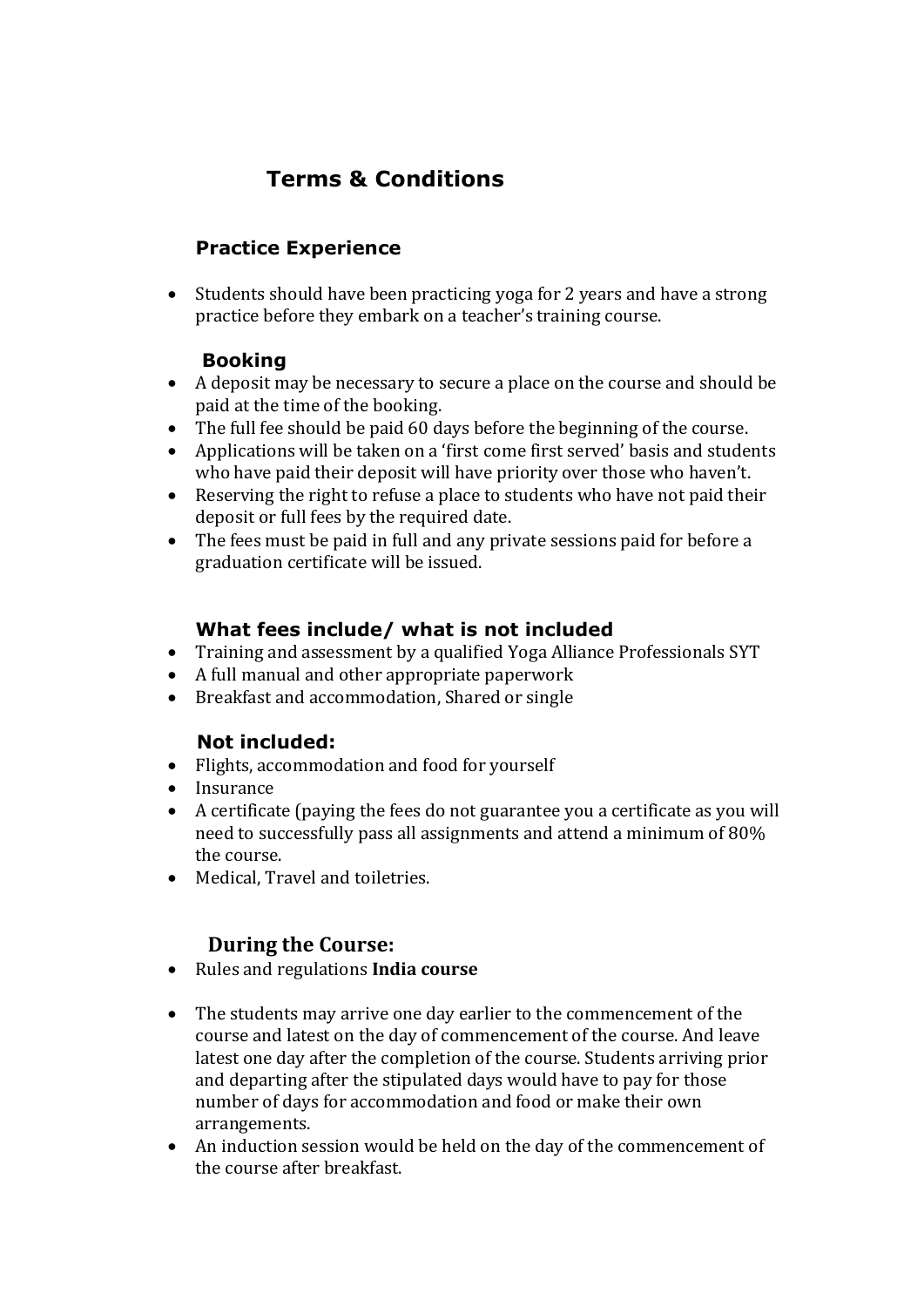# Terms & Conditions

## Practice Experience

- Students should have been practicing yoga for 2 years and have a strong practice before they embark on a teacher's training course.

## Booking

- A deposit may be necessary to secure a place on the course and should be paid at the time of the booking.
- The full fee should be paid 60 days before the beginning of the course.
- Applications will be taken on a 'first come first served' basis and students who have paid their deposit will have priority over those who haven't.
- Reserving the right to refuse a place to students who have not paid their deposit or full fees by the required date.
- The fees must be paid in full and any private sessions paid for before a graduation certificate will be issued.

## What fees include/ what is not included

- Training and assessment by a qualified Yoga Alliance Professionals SYT
- A full manual and other appropriate paperwork
- Breakfast and accommodation, Shared or single

## Not included:

- Flights, accommodation and food for yourself
- Insurance
- A certificate (paying the fees do not guarantee you a certificate as you will need to successfully pass all assignments and attend a minimum of 80% the course.
- Medical, Travel and toiletries.

## During the Course:

- Rules and regulations **India course**

- The students may arrive one day earlier to the commencement of the course and latest on the day of commencement of the course. And leave latest one day after the completion of the course. Students arriving prior and departing after the stipulated days would have to pay for those number of days for accommodation and food or make their own arrangements.
- An induction session would be held on the day of the commencement of the course after breakfast.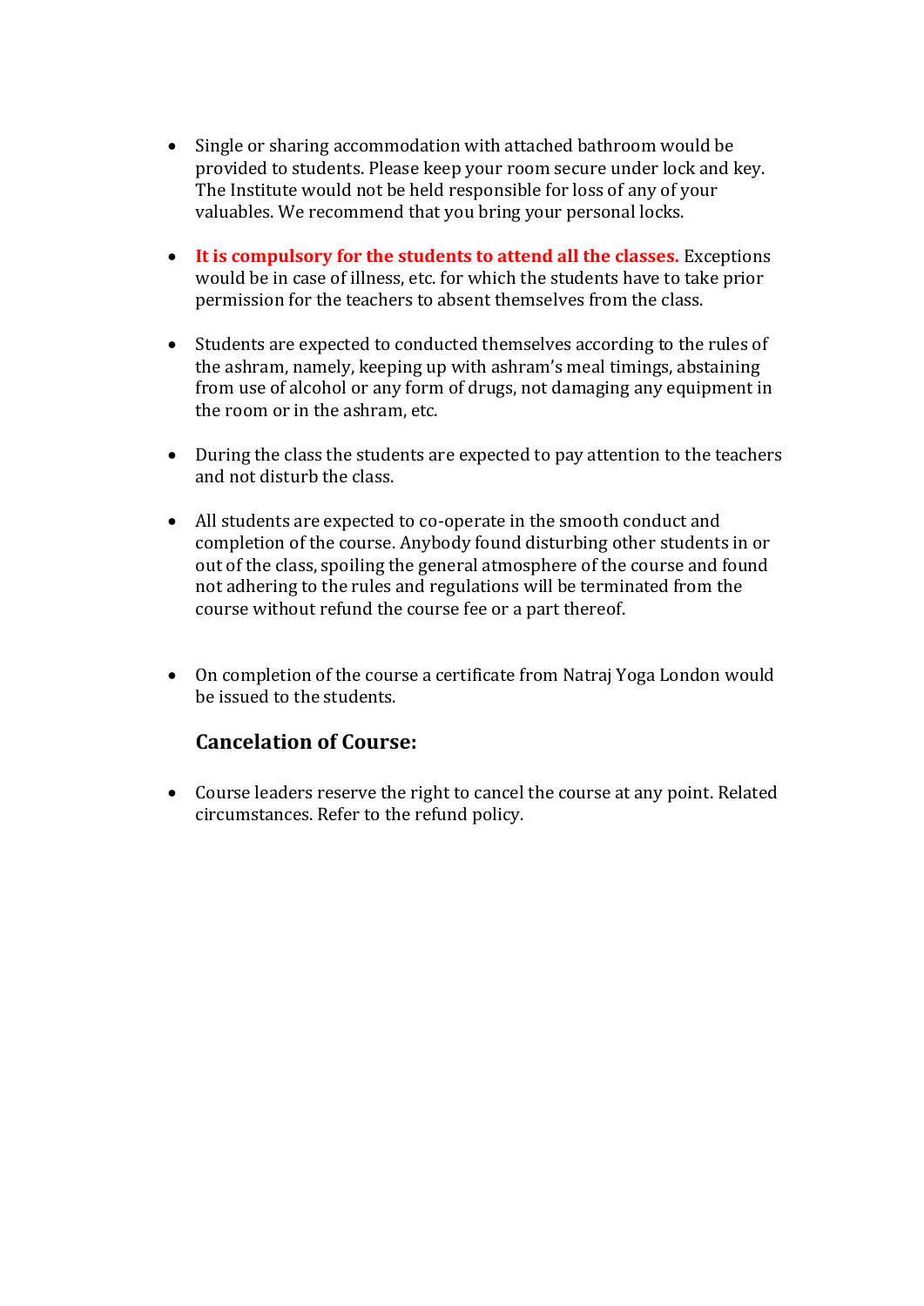- Single or sharing accommodation with attached bathroom would be provided to students. Please keep your room secure under lock and key. The Institute would not be held responsible for loss of any of your valuables. We recommend that you bring your personal locks.

- **It is compulsory for the students to attend all the classes.** Exceptions would be in case of illness, etc. for which the students have to take prior permission for the teachers to absent themselves from the class.

- Students are expected to conducted themselves according to the rules of the ashram, namely, keeping up with ashram's meal timings, abstaining from use of alcohol or any form of drugs, not damaging any equipment in the room or in the ashram, etc.

- During the class the students are expected to pay attention to the teachers and not disturb the class.

- All students are expected to co-operate in the smooth conduct and completion of the course. Anybody found disturbing other students in or out of the class, spoiling the general atmosphere of the course and found not adhering to the rules and regulations will be terminated from the course without refund the course fee or a part thereof.

- On completion of the course a certificate from Natraj Yoga London would be issued to the students.

### Cancelation of Course:

- Course leaders reserve the right to cancel the course at any point. Related circumstances. Refer to the refund policy.